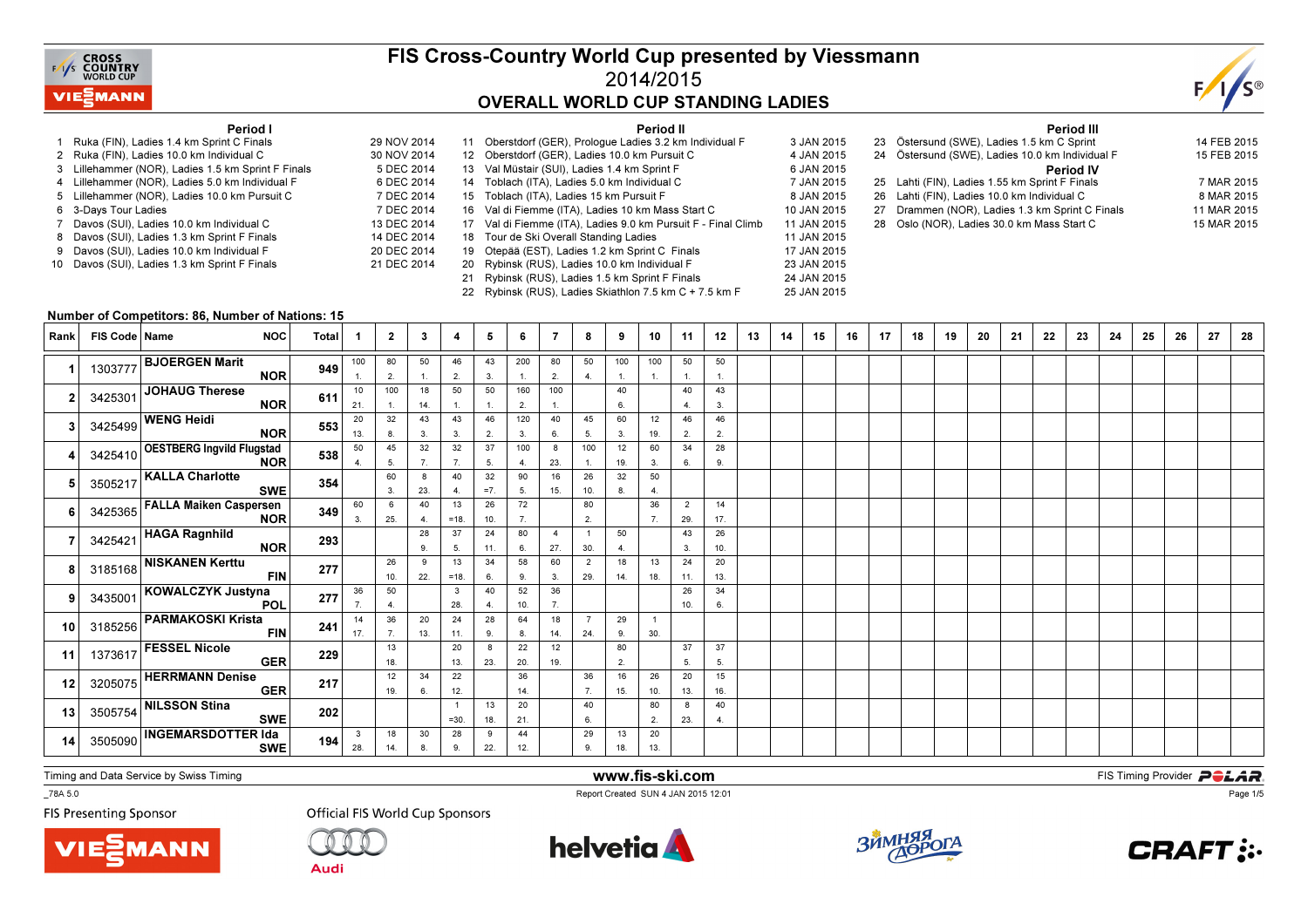# FIS Cross-Country World Cup presented by Viessmann

## 2014/2015

## OVERALL WORLD CUP STANDING LADIES

### Period I

1. Ruka (FIN), Ladies 1.4 km Sprint C Finals — 29 NOV 2014
2. Ruka (FIN), Ladies 10.0 km Individual C — 30 NOV 2014
3. Lillehammer (NOR), Ladies 1.5 km Sprint F Finals — 5 DEC 2014
4. Lillehammer (NOR), Ladies 5.0 km Individual F — 6 DEC 2014
5. Lillehammer (NOR), Ladies 10.0 km Pursuit C — 7 DEC 2014
6. 3-Days Tour Ladies — 7 DEC 2014
7. Davos (SUI), Ladies 10.0 km Individual C — 13 DEC 2014
8. Davos (SUI), Ladies 1.3 km Sprint F Finals — 14 DEC 2014
9. Davos (SUI), Ladies 10.0 km Individual F — 20 DEC 2014
10. Davos (SUI), Ladies 1.3 km Sprint F Finals — 21 DEC 2014

### Period II

11. Oberstdorf (GER), Prologue Ladies 3.2 km Individual F — 3 JAN 2015
12. Oberstdorf (GER), Ladies 10.0 km Pursuit C — 4 JAN 2015
13. Val Müstair (SUI), Ladies 1.4 km Sprint F — 6 JAN 2015
14. Toblach (ITA), Ladies 5.0 km Individual C — 7 JAN 2015
15. Toblach (ITA), Ladies 15 km Pursuit F — 8 JAN 2015
16. Val di Fiemme (ITA), Ladies 10 km Mass Start C — 10 JAN 2015
17. Val di Fiemme (ITA), Ladies 9.0 km Pursuit F - Final Climb — 11 JAN 2015
18. Tour de Ski Overall Standing Ladies — 11 JAN 2015
19. Otepää (EST), Ladies 1.2 km Sprint C Finals — 17 JAN 2015
20. Rybinsk (RUS), Ladies 10.0 km Individual F — 23 JAN 2015
21. Rybinsk (RUS), Ladies 1.5 km Sprint F Finals — 24 JAN 2015
22. Rybinsk (RUS), Ladies Skiathlon 7.5 km C + 7.5 km F — 25 JAN 2015

### Period III

23. Östersund (SWE), Ladies 1.5 km C Sprint — 14 FEB 2015
24. Östersund (SWE), Ladies 10.0 km Individual F — 15 FEB 2015

### Period IV

25. Lahti (FIN), Ladies 1.55 km Sprint F Finals — 7 MAR 2015
26. Lahti (FIN), Ladies 10.0 km Individual C — 8 MAR 2015
27. Drammen (NOR), Ladies 1.3 km Sprint C Finals — 11 MAR 2015
28. Oslo (NOR), Ladies 30.0 km Mass Start C — 15 MAR 2015

**Number of Competitors: 86, Number of Nations: 15**

| Rank | FIS Code | Name | NOC | Total | 1 | 2 | 3 | 4 | 5 | 6 | 7 | 8 | 9 | 10 | 11 | 12 | 13 | 14 | 15 | 16 | 17 | 18 | 19 | 20 | 21 | 22 | 23 | 24 | 25 | 26 | 27 | 28 |
|---|---|---|---|---|---|---|---|---|---|---|---|---|---|---|---|---|---|---|---|---|---|---|---|---|---|---|---|---|---|---|---|---|
| 1 | 1303777 | BJOERGEN Marit | NOR | 949 | 100 1. | 80 2. | 50 1. | 46 2. | 43 3. | 200 1. | 80 2. | 50 4. | 100 1. | 100 1. | 50 1. | 50 1. | | | | | | | | | | | | | | | | |
| 2 | 3425301 | JOHAUG Therese | NOR | 611 | 10 21. | 100 1. | 18 14. | 50 1. | 50 1. | 160 2. | 100 1. | | 40 6. | | 40 4. | 43 3. | | | | | | | | | | | | | | | | |
| 3 | 3425499 | WENG Heidi | NOR | 553 | 20 13. | 32 8. | 43 3. | 43 3. | 46 2. | 120 3. | 40 6. | 45 5. | 60 3. | 12 19. | 46 2. | 46 2. | | | | | | | | | | | | | | | | |
| 4 | 3425410 | OESTBERG Ingvild Flugstad | NOR | 538 | 50 4. | 45 5. | 32 7. | 32 7. | 37 5. | 100 4. | 8 23. | 100 1. | 12 19. | 60 3. | 34 6. | 28 9. | | | | | | | | | | | | | | | | |
| 5 | 3505217 | KALLA Charlotte | SWE | 354 | | 60 3. | 8 23. | 40 4. | 32 =7. | 90 5. | 16 15. | 26 10. | 32 8. | 50 4. | | | | | | | | | | | | | | | | | | |
| 6 | 3425365 | FALLA Maiken Caspersen | NOR | 349 | 60 3. | 6 25. | 40 4. | 13 =18. | 26 10. | 72 7. | | 80 2. | | 36 7. | 2 29. | 14 17. | | | | | | | | | | | | | | | | |
| 7 | 3425421 | HAGA Ragnhild | NOR | 293 | | | 28 9. | 37 5. | 24 11. | 80 6. | 4 27. | 1 30. | 50 4. | | 43 3. | 26 10. | | | | | | | | | | | | | | | | |
| 8 | 3185168 | NISKANEN Kerttu | FIN | 277 | | 26 10. | 9 22. | 13 =18. | 34 6. | 58 9. | 60 3. | 2 29. | 18 14. | 13 18. | 24 11. | 20 13. | | | | | | | | | | | | | | | | |
| 9 | 3435001 | KOWALCZYK Justyna | POL | 277 | 36 7. | 50 4. | | 3 28. | 40 4. | 52 10. | 36 7. | | | | 26 10. | 34 6. | | | | | | | | | | | | | | | | |
| 10 | 3185256 | PARMAKOSKI Krista | FIN | 241 | 14 17. | 36 7. | 20 13. | 24 11. | 28 9. | 64 8. | 18 14. | 7 24. | 29 9. | 1 30. | | | | | | | | | | | | | | | | | | |
| 11 | 1373617 | FESSEL Nicole | GER | 229 | | 13 18. | | 20 13. | 8 23. | 22 20. | 12 19. | | 80 2. | | 37 5. | 37 5. | | | | | | | | | | | | | | | | |
| 12 | 3205075 | HERRMANN Denise | GER | 217 | | 12 19. | 34 6. | 22 12. | | 36 14. | | 36 7. | 16 15. | 26 10. | 20 13. | 15 16. | | | | | | | | | | | | | | | | |
| 13 | 3505754 | NILSSON Stina | SWE | 202 | | | | 1 =30. | 13 18. | 20 21. | | 40 6. | | 80 2. | 8 23. | 40 4. | | | | | | | | | | | | | | | | |
| 14 | 3505090 | INGEMARSDOTTER Ida | SWE | 194 | 3 28. | 18 14. | 30 8. | 28 9. | 9 22. | 44 12. | | 29 9. | 13 18. | 20 13. | | | | | | | | | | | | | | | | | | |

Timing and Data Service by Swiss Timing — www.fis-ski.com — FIS Timing Provider POLAR

_78A 5.0 — Report Created SUN 4 JAN 2015 12:01

FIS Presenting Sponsor: Viessmann — Official FIS World Cup Sponsors: Audi, Helvetia, Зимняя Дорога, Craft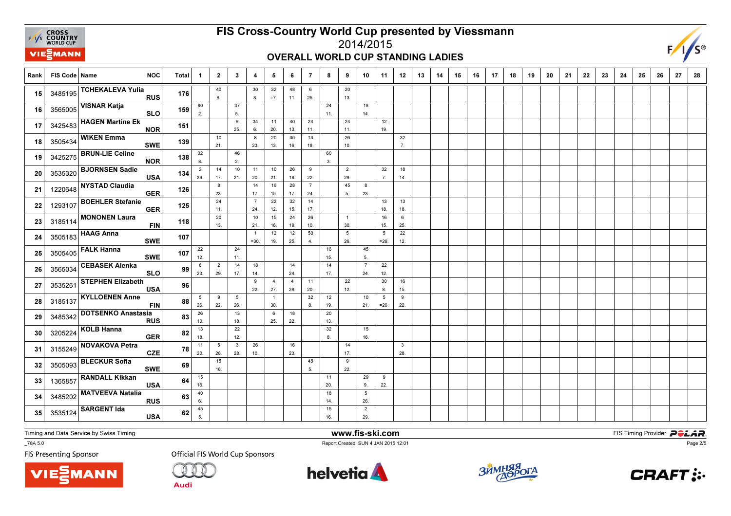# FIS Cross-Country World Cup presented by Viessmann

## 2014/2015

## OVERALL WORLD CUP STANDING LADIES

| Rank | FIS Code | Name | NOC | Total | 1 | 2 | 3 | 4 | 5 | 6 | 7 | 8 | 9 | 10 | 11 | 12 | 13 | 14 | 15 | 16 | 17 | 18 | 19 | 20 | 21 | 22 | 23 | 24 | 25 | 26 | 27 | 28 |
|---|---|---|---|---|---|---|---|---|---|---|---|---|---|---|---|---|---|---|---|---|---|---|---|---|---|---|---|---|---|---|---|---|
| 15 | 3485195 | TCHEKALEVA Yulia | RUS | 176 | | 40 6. | | 30 8. | 32 =7. | 48 11. | 6 25. | | 20 13. | | | | | | | | | | | | | | | | | | | |
| 16 | 3565005 | VISNAR Katja | SLO | 159 | 80 2. | | 37 5. | | | | | 24 11. | | 18 14. | | | | | | | | | | | | | | | | | | |
| 17 | 3425483 | HAGEN Martine Ek | NOR | 151 | | | 6 25. | 34 6. | 11 20. | 40 13. | 24 11. | | 24 11. | | 12 19. | | | | | | | | | | | | | | | | | |
| 18 | 3505434 | WIKEN Emma | SWE | 139 | | 10 21. | | 8 23. | 20 13. | 30 16. | 13 18. | | 26 10. | | | 32 7. | | | | | | | | | | | | | | | | |
| 19 | 3425275 | BRUN-LIE Celine | NOR | 138 | 32 8. | | 46 2. | | | | | 60 3. | | | | | | | | | | | | | | | | | | | | |
| 20 | 3535320 | BJORNSEN Sadie | USA | 134 | 2 29. | 14 17. | 10 21. | 11 20. | 10 21. | 26 18. | 9 22. | | 2 29. | | 32 7. | 18 14. | | | | | | | | | | | | | | | | |
| 21 | 1220648 | NYSTAD Claudia | GER | 126 | | 8 23. | | 14 17. | 16 15. | 28 17. | 7 24. | | 45 5. | 8 23. | | | | | | | | | | | | | | | | | | |
| 22 | 1293107 | BOEHLER Stefanie | GER | 125 | | 24 11. | | 7 24. | 22 12. | 32 15. | 14 17. | | | | 13 18. | 13 18. | | | | | | | | | | | | | | | | |
| 23 | 3185114 | MONONEN Laura | FIN | 118 | | 20 13. | | 10 21. | 15 16. | 24 19. | 26 10. | | 1 30. | | 16 15. | 6 25. | | | | | | | | | | | | | | | | |
| 24 | 3505183 | HAAG Anna | SWE | 107 | | | | 1 =30. | 12 19. | 12 25. | 50 4. | | 5 26. | | 5 =26. | 22 12. | | | | | | | | | | | | | | | | |
| 25 | 3505405 | FALK Hanna | SWE | 107 | 22 12. | | 24 11. | | | | | 16 15. | | 45 5. | | | | | | | | | | | | | | | | | | |
| 26 | 3565034 | CEBASEK Alenka | SLO | 99 | 8 23. | 2 29. | 14 17. | 18 14. | | 14 24. | | 14 17. | | 7 24. | 22 12. | | | | | | | | | | | | | | | | | |
| 27 | 3535261 | STEPHEN Elizabeth | USA | 96 | | | | 9 22. | 4 27. | 4 29. | 11 20. | | 22 12. | | 30 8. | 16 15. | | | | | | | | | | | | | | | | |
| 28 | 3185137 | KYLLOENEN Anne | FIN | 88 | 5 26. | 9 22. | 5 26. | | 1 30. | | 32 8. | 12 19. | | 10 21. | 5 =26. | 9 22. | | | | | | | | | | | | | | | | |
| 29 | 3485342 | DOTSENKO Anastasia | RUS | 83 | 26 10. | | 13 18. | | 6 25. | 18 22. | | 20 13. | | | | | | | | | | | | | | | | | | | | |
| 30 | 3205224 | KOLB Hanna | GER | 82 | 13 18. | | 22 12. | | | | | 32 8. | | 15 16. | | | | | | | | | | | | | | | | | | |
| 31 | 3155249 | NOVAKOVA Petra | CZE | 78 | 11 20. | 5 26. | 3 28. | 26 10. | | 16 23. | | | 14 17. | | | 3 28. | | | | | | | | | | | | | | | | |
| 32 | 3505093 | BLECKUR Sofia | SWE | 69 | | 15 16. | | | | | 45 5. | | 9 22. | | | | | | | | | | | | | | | | | | | |
| 33 | 1365857 | RANDALL Kikkan | USA | 64 | 15 16. | | | | | | | 11 20. | | 29 9. | 9 22. | | | | | | | | | | | | | | | | | |
| 34 | 3485202 | MATVEEVA Natalia | RUS | 63 | 40 6. | | | | | | | 18 14. | | 5 26. | | | | | | | | | | | | | | | | | | |
| 35 | 3535124 | SARGENT Ida | USA | 62 | 45 5. | | | | | | | 15 16. | | 2 29. | | | | | | | | | | | | | | | | | | |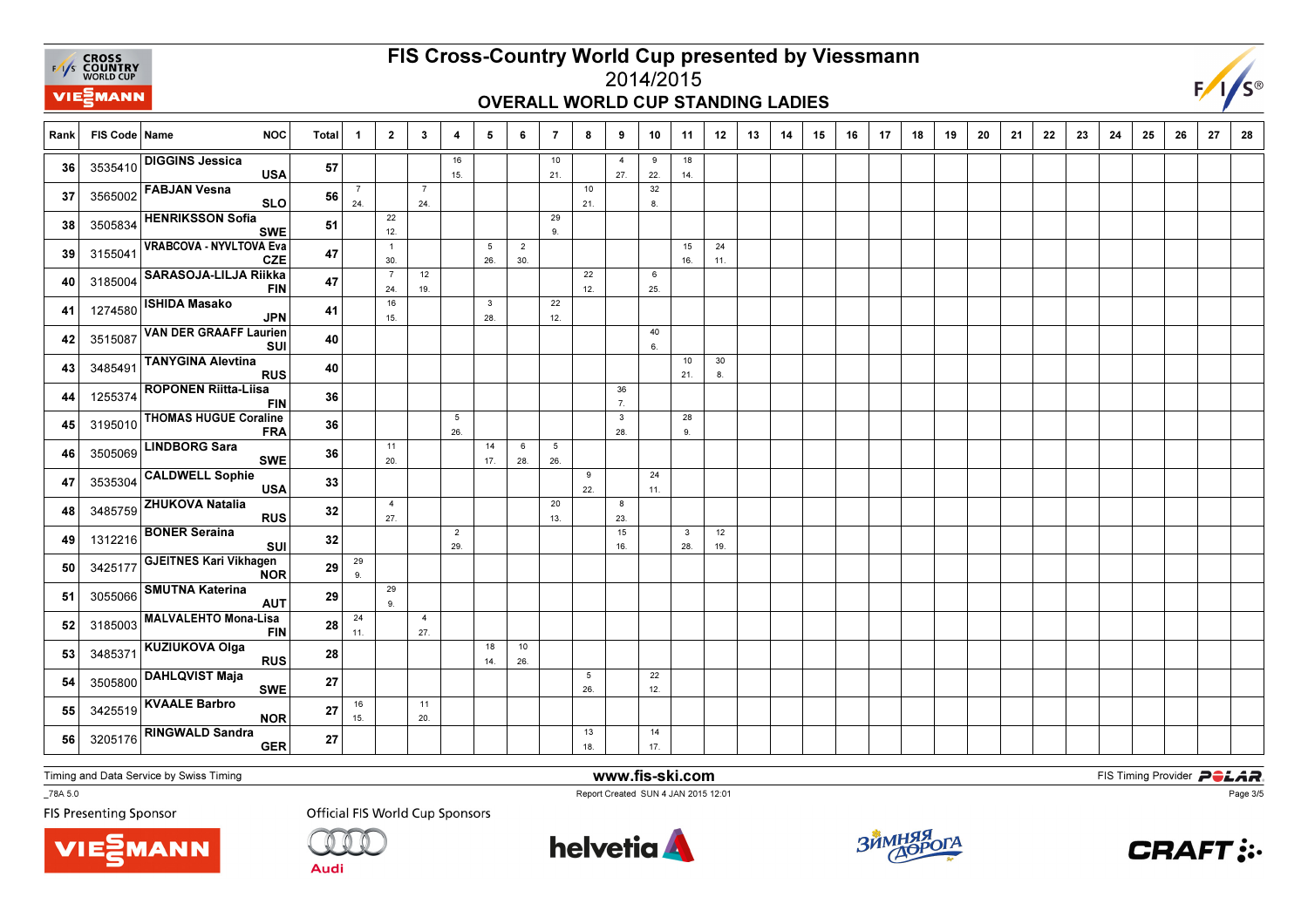# FIS Cross-Country World Cup presented by Viessmann

## 2014/2015

### OVERALL WORLD CUP STANDING LADIES

| Rank | FIS Code | Name | NOC | Total | 1 | 2 | 3 | 4 | 5 | 6 | 7 | 8 | 9 | 10 | 11 | 12 | 13 | 14 | 15 | 16 | 17 | 18 | 19 | 20 | 21 | 22 | 23 | 24 | 25 | 26 | 27 | 28 |
|---|---|---|---|---|---|---|---|---|---|---|---|---|---|---|---|---|---|---|---|---|---|---|---|---|---|---|---|---|---|---|---|---|
| 36 | 3535410 | DIGGINS Jessica | USA | 57 | | | | 16 15. | | | 10 21. | | 4 27. | 9 22. | 18 14. | | | | | | | | | | | | | | | | | |
| 37 | 3565002 | FABJAN Vesna | SLO | 56 | 7 24. | | 7 24. | | | | | 10 21. | | 32 8. | | | | | | | | | | | | | | | | | | |
| 38 | 3505834 | HENRIKSSON Sofia | SWE | 51 | | 22 12. | | | | | 29 9. | | | | | | | | | | | | | | | | | | | | | |
| 39 | 3155041 | VRABCOVA - NYVLTOVA Eva | CZE | 47 | | 1 30. | | | 5 26. | 2 30. | | | | | 15 16. | 24 11. | | | | | | | | | | | | | | | | |
| 40 | 3185004 | SARASOJA-LILJA Riikka | FIN | 47 | | 7 24. | 12 19. | | | | | 22 12. | | 6 25. | | | | | | | | | | | | | | | | | | |
| 41 | 1274580 | ISHIDA Masako | JPN | 41 | | 16 15. | | | 3 28. | | 22 12. | | | | | | | | | | | | | | | | | | | | | |
| 42 | 3515087 | VAN DER GRAAFF Laurien | SUI | 40 | | | | | | | | | | 40 6. | | | | | | | | | | | | | | | | | | |
| 43 | 3485491 | TANYGINA Alevtina | RUS | 40 | | | | | | | | | | | 10 21. | 30 8. | | | | | | | | | | | | | | | | |
| 44 | 1255374 | ROPONEN Riitta-Liisa | FIN | 36 | | | | | | | | | 36 7. | | | | | | | | | | | | | | | | | | | |
| 45 | 3195010 | THOMAS HUGUE Coraline | FRA | 36 | | | | 5 26. | | | | | 3 28. | | 28 9. | | | | | | | | | | | | | | | | | |
| 46 | 3505069 | LINDBORG Sara | SWE | 36 | | 11 20. | | | 14 17. | 6 28. | 5 26. | | | | | | | | | | | | | | | | | | | | | |
| 47 | 3535304 | CALDWELL Sophie | USA | 33 | | | | | | | | 9 22. | | 24 11. | | | | | | | | | | | | | | | | | | |
| 48 | 3485759 | ZHUKOVA Natalia | RUS | 32 | | 4 27. | | | | | 20 13. | | 8 23. | | | | | | | | | | | | | | | | | | | |
| 49 | 1312216 | BONER Seraina | SUI | 32 | | | | 2 29. | | | | | 15 16. | | 3 28. | 12 19. | | | | | | | | | | | | | | | | |
| 50 | 3425177 | GJEITNES Kari Vikhagen | NOR | 29 | 29 9. | | | | | | | | | | | | | | | | | | | | | | | | | | | |
| 51 | 3055066 | SMUTNA Katerina | AUT | 29 | | 29 9. | | | | | | | | | | | | | | | | | | | | | | | | | | |
| 52 | 3185003 | MALVALEHTO Mona-Lisa | FIN | 28 | 24 11. | | 4 27. | | | | | | | | | | | | | | | | | | | | | | | | | |
| 53 | 3485371 | KUZIUKOVA Olga | RUS | 28 | | | | | 18 14. | 10 26. | | | | | | | | | | | | | | | | | | | | | | |
| 54 | 3505800 | DAHLQVIST Maja | SWE | 27 | | | | | | | | 5 26. | | 22 12. | | | | | | | | | | | | | | | | | | |
| 55 | 3425519 | KVAALE Barbro | NOR | 27 | 16 15. | | 11 20. | | | | | | | | | | | | | | | | | | | | | | | | | |
| 56 | 3205176 | RINGWALD Sandra | GER | 27 | | | | | | | | 13 18. | | 14 17. | | | | | | | | | | | | | | | | | | |

Timing and Data Service by Swiss Timing

www.fis-ski.com

FIS Timing Provider POLAR

_78A 5.0

Report Created SUN 4 JAN 2015 12:01

FIS Presenting Sponsor

Official FIS World Cup Sponsors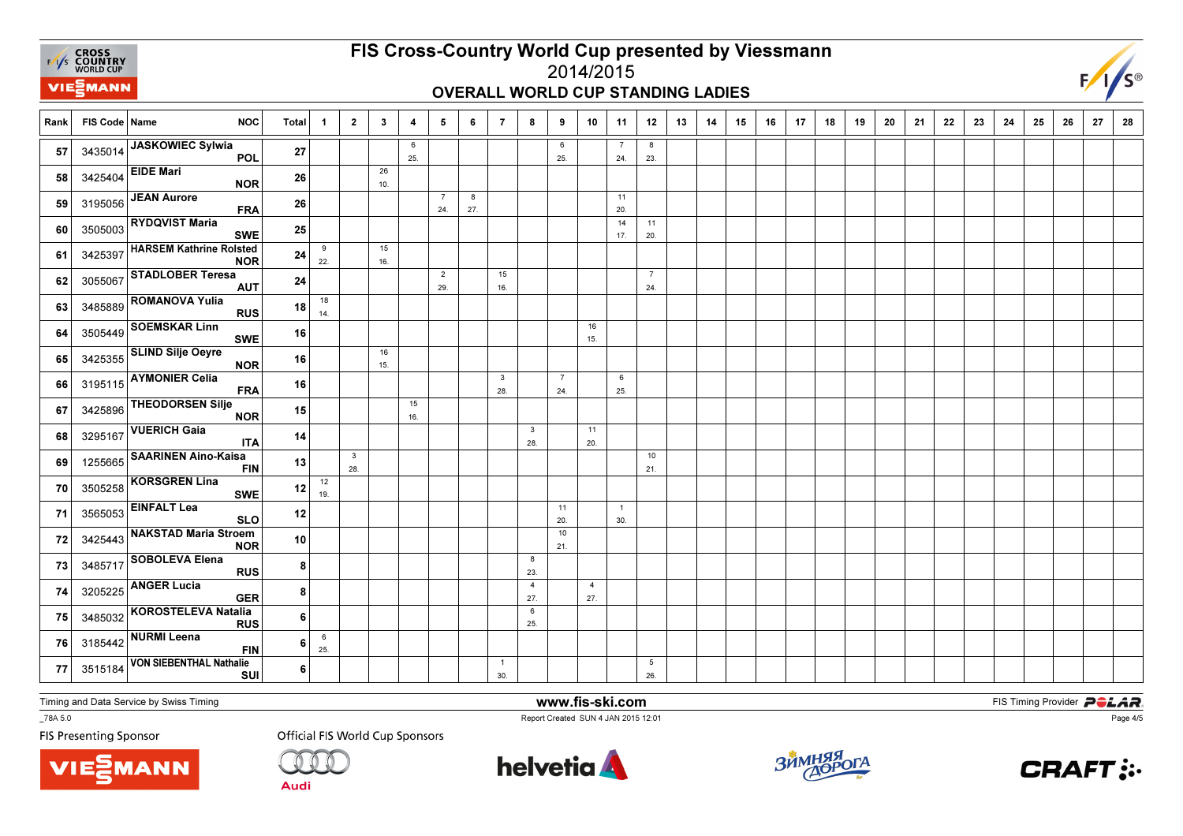# FIS Cross-Country World Cup presented by Viessmann

## 2014/2015

### OVERALL WORLD CUP STANDING LADIES

| Rank | FIS Code | Name | NOC | Total | 1 | 2 | 3 | 4 | 5 | 6 | 7 | 8 | 9 | 10 | 11 | 12 | 13 | 14 | 15 | 16 | 17 | 18 | 19 | 20 | 21 | 22 | 23 | 24 | 25 | 26 | 27 | 28 |
|---|---|---|---|---|---|---|---|---|---|---|---|---|---|---|---|---|---|---|---|---|---|---|---|---|---|---|---|---|---|---|---|---|
| 57 | 3435014 | JASKOWIEC Sylwia | POL | 27 | | | | 6 25. | | | | | 6 25. | | 7 24. | 8 23. | | | | | | | | | | | | | | | | |
| 58 | 3425404 | EIDE Mari | NOR | 26 | | | 26 10. | | | | | | | | | | | | | | | | | | | | | | | | | |
| 59 | 3195056 | JEAN Aurore | FRA | 26 | | | | | 7 24. | 8 27. | | | | | 11 20. | | | | | | | | | | | | | | | | | |
| 60 | 3505003 | RYDQVIST Maria | SWE | 25 | | | | | | | | | | | 14 17. | 11 20. | | | | | | | | | | | | | | | | |
| 61 | 3425397 | HARSEM Kathrine Rolsted | NOR | 24 | 9 22. | | 15 16. | | | | | | | | | | | | | | | | | | | | | | | | | |
| 62 | 3055067 | STADLOBER Teresa | AUT | 24 | | | | | 2 29. | | 15 16. | | | | | 7 24. | | | | | | | | | | | | | | | | |
| 63 | 3485889 | ROMANOVA Yulia | RUS | 18 | 18 14. | | | | | | | | | | | | | | | | | | | | | | | | | | | |
| 64 | 3505449 | SOEMSKAR Linn | SWE | 16 | | | | | | | | | | 16 15. | | | | | | | | | | | | | | | | | | |
| 65 | 3425355 | SLIND Silje Oeyre | NOR | 16 | | | 16 15. | | | | | | | | | | | | | | | | | | | | | | | | | |
| 66 | 3195115 | AYMONIER Celia | FRA | 16 | | | | | | | 3 28. | | 7 24. | | 6 25. | | | | | | | | | | | | | | | | | |
| 67 | 3425896 | THEODORSEN Silje | NOR | 15 | | | | 15 16. | | | | | | | | | | | | | | | | | | | | | | | | |
| 68 | 3295167 | VUERICH Gaia | ITA | 14 | | | | | | | | 3 28. | | 11 20. | | | | | | | | | | | | | | | | | | |
| 69 | 1255665 | SAARINEN Aino-Kaisa | FIN | 13 | | 3 28. | | | | | | | | | | 10 21. | | | | | | | | | | | | | | | | |
| 70 | 3505258 | KORSGREN Lina | SWE | 12 | 12 19. | | | | | | | | | | | | | | | | | | | | | | | | | | | |
| 71 | 3565053 | EINFALT Lea | SLO | 12 | | | | | | | | | 11 20. | | 1 30. | | | | | | | | | | | | | | | | | |
| 72 | 3425443 | NAKSTAD Maria Stroem | NOR | 10 | | | | | | | | | 10 21. | | | | | | | | | | | | | | | | | | | |
| 73 | 3485717 | SOBOLEVA Elena | RUS | 8 | | | | | | | | 8 23. | | | | | | | | | | | | | | | | | | | | |
| 74 | 3205225 | ANGER Lucia | GER | 8 | | | | | | | | 4 27. | | 4 27. | | | | | | | | | | | | | | | | | | |
| 75 | 3485032 | KOROSTELEVA Natalia | RUS | 6 | | | | | | | | 6 25. | | | | | | | | | | | | | | | | | | | | |
| 76 | 3185442 | NURMI Leena | FIN | 6 | 6 25. | | | | | | | | | | | | | | | | | | | | | | | | | | | |
| 77 | 3515184 | VON SIEBENTHAL Nathalie | SUI | 6 | | | | | | | 1 30. | | | | | 5 26. | | | | | | | | | | | | | | | | |

Timing and Data Service by Swiss Timing

www.fis-ski.com

FIS Timing Provider POLAR

_78A 5.0

Report Created SUN 4 JAN 2015 12:01

FIS Presenting Sponsor

Official FIS World Cup Sponsors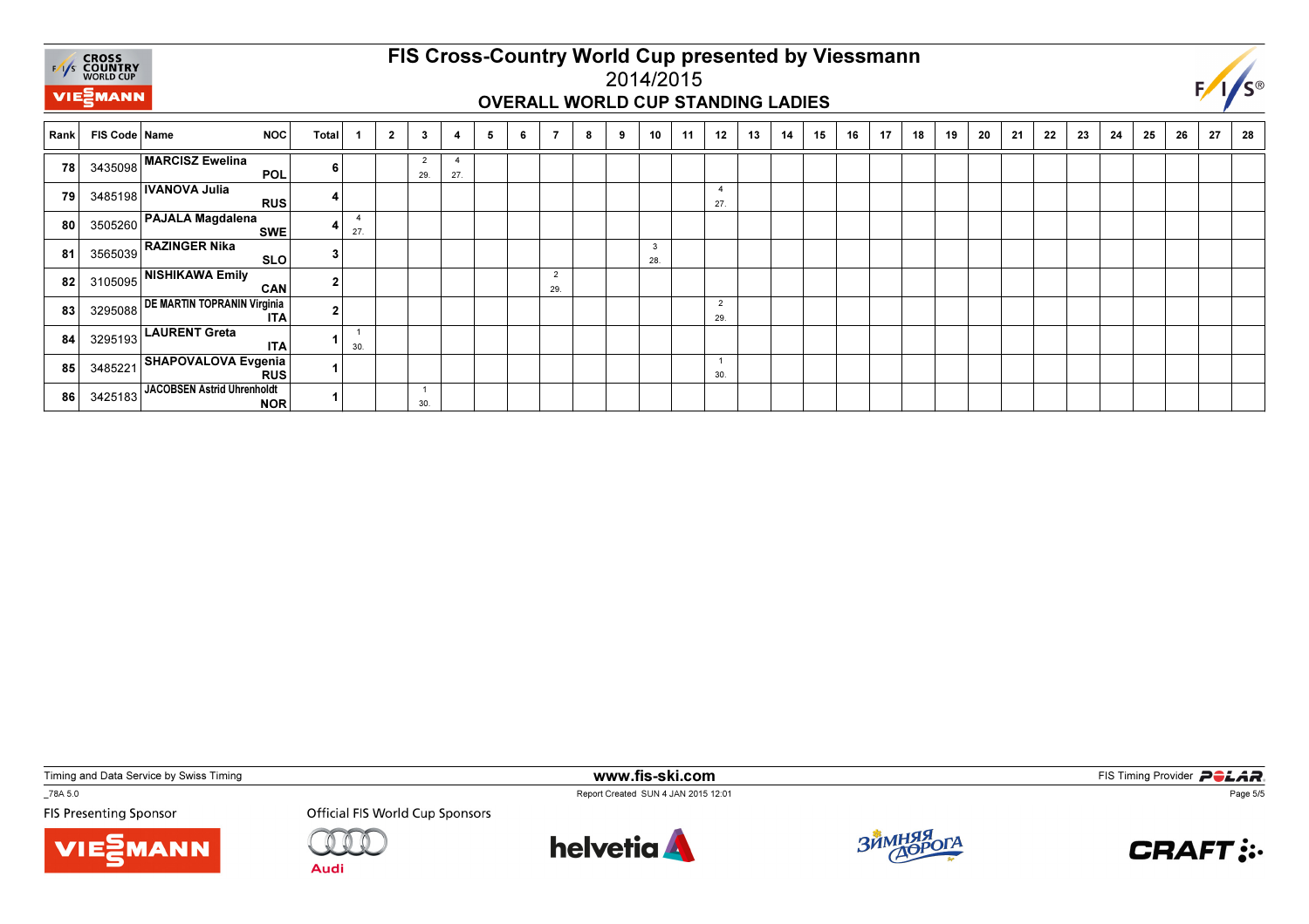# FIS Cross-Country World Cup presented by Viessmann

## 2014/2015

## OVERALL WORLD CUP STANDING LADIES

| Rank | FIS Code | Name | NOC | Total | 1 | 2 | 3 | 4 | 5 | 6 | 7 | 8 | 9 | 10 | 11 | 12 | 13 | 14 | 15 | 16 | 17 | 18 | 19 | 20 | 21 | 22 | 23 | 24 | 25 | 26 | 27 | 28 |
|---|---|---|---|---|---|---|---|---|---|---|---|---|---|---|---|---|---|---|---|---|---|---|---|---|---|---|---|---|---|---|---|---|
| 78 | 3435098 | MARCISZ Ewelina | POL | 6 | | | 2 29. | 4 27. | | | | | | | | | | | | | | | | | | | | | | | | |
| 79 | 3485198 | IVANOVA Julia | RUS | 4 | | | | | | | | | | | | 4 27. | | | | | | | | | | | | | | | | |
| 80 | 3505260 | PAJALA Magdalena | SWE | 4 | 4 27. | | | | | | | | | | | | | | | | | | | | | | | | | | | |
| 81 | 3565039 | RAZINGER Nika | SLO | 3 | | | | | | | | | | 3 28. | | | | | | | | | | | | | | | | | | |
| 82 | 3105095 | NISHIKAWA Emily | CAN | 2 | | | | | | | 2 29. | | | | | | | | | | | | | | | | | | | | | |
| 83 | 3295088 | DE MARTIN TOPRANIN Virginia | ITA | 2 | | | | | | | | | | | | 2 29. | | | | | | | | | | | | | | | | |
| 84 | 3295193 | LAURENT Greta | ITA | 1 | 1 30. | | | | | | | | | | | | | | | | | | | | | | | | | | | |
| 85 | 3485221 | SHAPOVALOVA Evgenia | RUS | 1 | | | | | | | | | | | | 1 30. | | | | | | | | | | | | | | | | |
| 86 | 3425183 | JACOBSEN Astrid Uhrenholdt | NOR | 1 | | | 1 30. | | | | | | | | | | | | | | | | | | | | | | | | | |

Timing and Data Service by Swiss Timing

www.fis-ski.com

FIS Timing Provider POLAR

_78A 5.0

Report Created SUN 4 JAN 2015 12:01

FIS Presenting Sponsor

Official FIS World Cup Sponsors